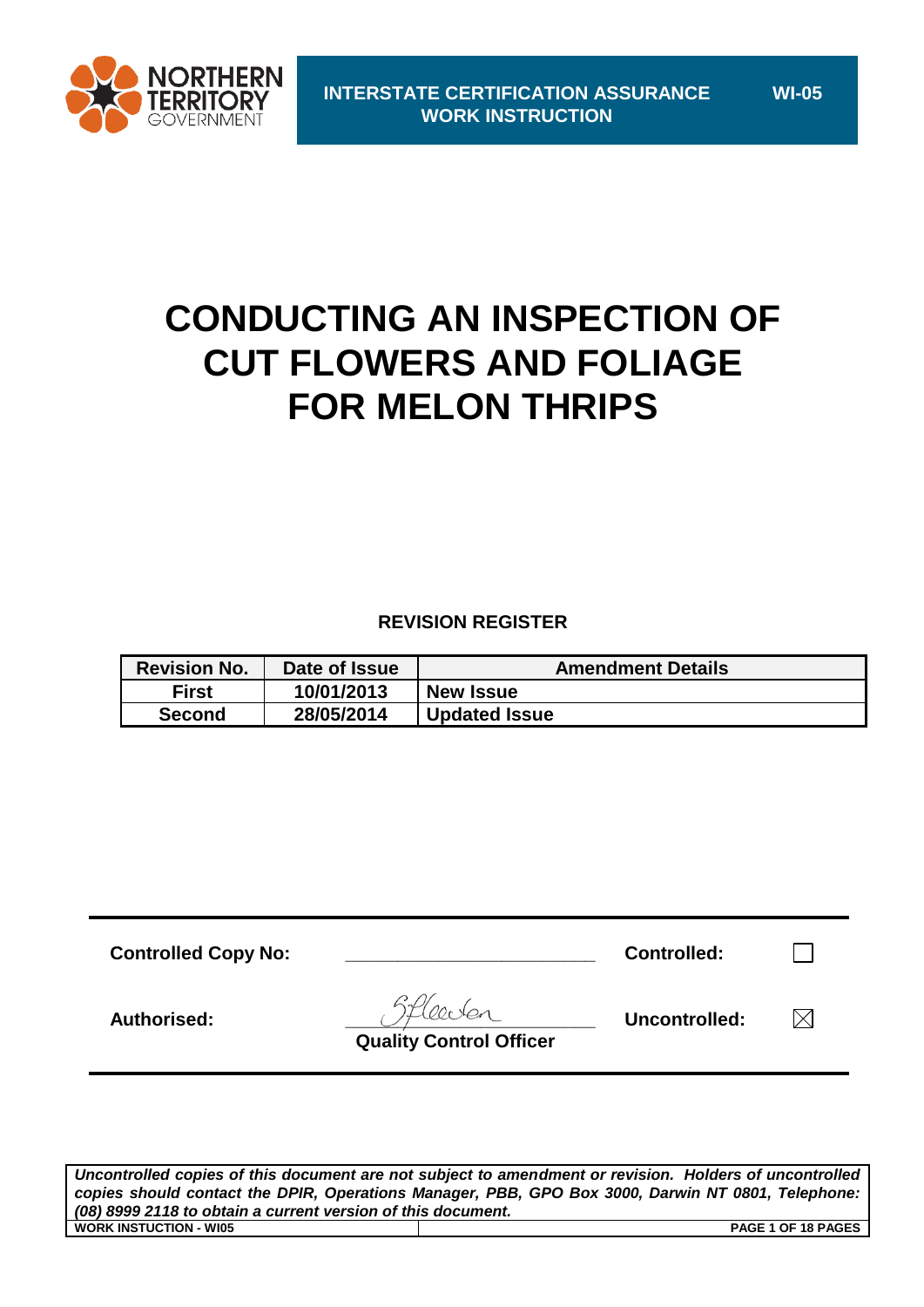NORTHERN TERRITORY GOVERNMENT

**INTERSTATE CERTIFICATION ASSURANCE WORK INSTRUCTION** **WI-05**

# CONDUCTING AN INSPECTION OF CUT FLOWERS AND FOLIAGE FOR MELON THRIPS

**REVISION REGISTER**

| Revision No. | Date of Issue | Amendment Details |
|---|---|---|
| First | 10/01/2013 | New Issue |
| Second | 28/05/2014 | Updated Issue |

| | | | |
|---|---|---|---|
| **Controlled Copy No:** | ____________________ | **Controlled:** | ☐ |
| **Authorised:** | *(signature)* **Quality Control Officer** | **Uncontrolled:** | ☒ |

***Uncontrolled copies of this document are not subject to amendment or revision. Holders of uncontrolled copies should contact the DPIR, Operations Manager, PBB, GPO Box 3000, Darwin NT 0801, Telephone: (08) 8999 2118 to obtain a current version of this document.***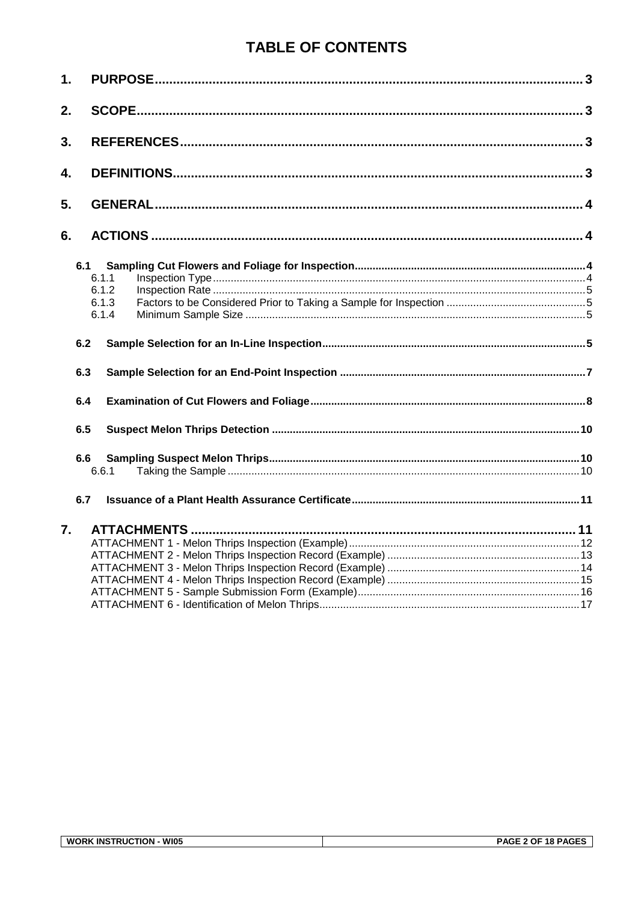# TABLE OF CONTENTS

1. PURPOSE ... 3
2. SCOPE ... 3
3. REFERENCES ... 3
4. DEFINITIONS ... 3
5. GENERAL ... 4
6. ACTIONS ... 4
   - 6.1 Sampling Cut Flowers and Foliage for Inspection ... 4
     - 6.1.1 Inspection Type ... 4
     - 6.1.2 Inspection Rate ... 5
     - 6.1.3 Factors to be Considered Prior to Taking a Sample for Inspection ... 5
     - 6.1.4 Minimum Sample Size ... 5
   - 6.2 Sample Selection for an In-Line Inspection ... 5
   - 6.3 Sample Selection for an End-Point Inspection ... 7
   - 6.4 Examination of Cut Flowers and Foliage ... 8
   - 6.5 Suspect Melon Thrips Detection ... 10
   - 6.6 Sampling Suspect Melon Thrips ... 10
     - 6.6.1 Taking the Sample ... 10
   - 6.7 Issuance of a Plant Health Assurance Certificate ... 11
7. ATTACHMENTS ... 11
   - ATTACHMENT 1 - Melon Thrips Inspection (Example) ... 12
   - ATTACHMENT 2 - Melon Thrips Inspection Record (Example) ... 13
   - ATTACHMENT 3 - Melon Thrips Inspection Record (Example) ... 14
   - ATTACHMENT 4 - Melon Thrips Inspection Record (Example) ... 15
   - ATTACHMENT 5 - Sample Submission Form (Example) ... 16
   - ATTACHMENT 6 - Identification of Melon Thrips ... 17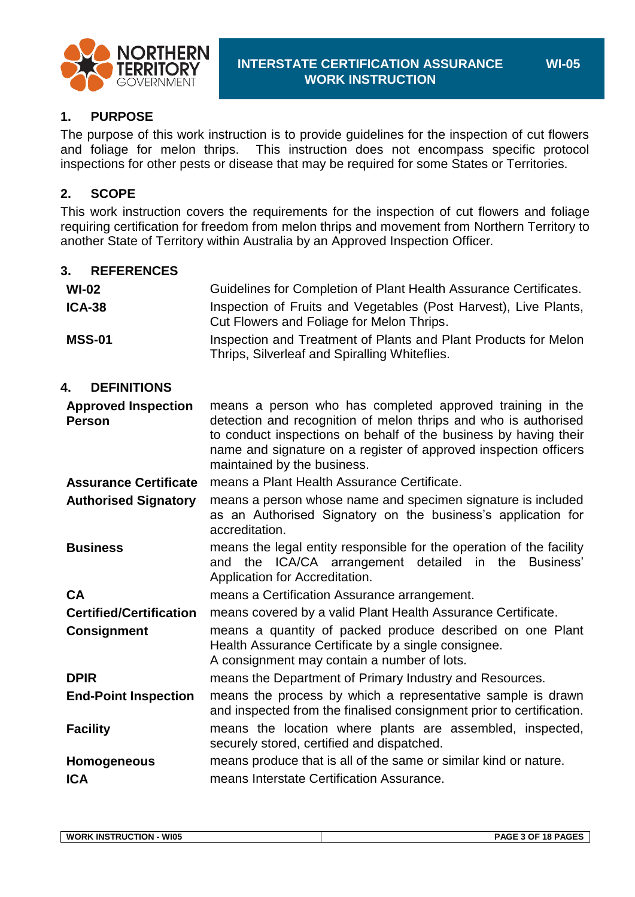## 1. PURPOSE

The purpose of this work instruction is to provide guidelines for the inspection of cut flowers and foliage for melon thrips. This instruction does not encompass specific protocol inspections for other pests or disease that may be required for some States or Territories.

## 2. SCOPE

This work instruction covers the requirements for the inspection of cut flowers and foliage requiring certification for freedom from melon thrips and movement from Northern Territory to another State of Territory within Australia by an Approved Inspection Officer.

## 3. REFERENCES

| | |
|---|---|
| **WI-02** | Guidelines for Completion of Plant Health Assurance Certificates. |
| **ICA-38** | Inspection of Fruits and Vegetables (Post Harvest), Live Plants, Cut Flowers and Foliage for Melon Thrips. |
| **MSS-01** | Inspection and Treatment of Plants and Plant Products for Melon Thrips, Silverleaf and Spiralling Whiteflies. |

## 4. DEFINITIONS

| | |
|---|---|
| **Approved Inspection Person** | means a person who has completed approved training in the detection and recognition of melon thrips and who is authorised to conduct inspections on behalf of the business by having their name and signature on a register of approved inspection officers maintained by the business. |
| **Assurance Certificate** | means a Plant Health Assurance Certificate. |
| **Authorised Signatory** | means a person whose name and specimen signature is included as an Authorised Signatory on the business's application for accreditation. |
| **Business** | means the legal entity responsible for the operation of the facility and the ICA/CA arrangement detailed in the Business' Application for Accreditation. |
| **CA** | means a Certification Assurance arrangement. |
| **Certified/Certification** | means covered by a valid Plant Health Assurance Certificate. |
| **Consignment** | means a quantity of packed produce described on one Plant Health Assurance Certificate by a single consignee. A consignment may contain a number of lots. |
| **DPIR** | means the Department of Primary Industry and Resources. |
| **End-Point Inspection** | means the process by which a representative sample is drawn and inspected from the finalised consignment prior to certification. |
| **Facility** | means the location where plants are assembled, inspected, securely stored, certified and dispatched. |
| **Homogeneous** | means produce that is all of the same or similar kind or nature. |
| **ICA** | means Interstate Certification Assurance. |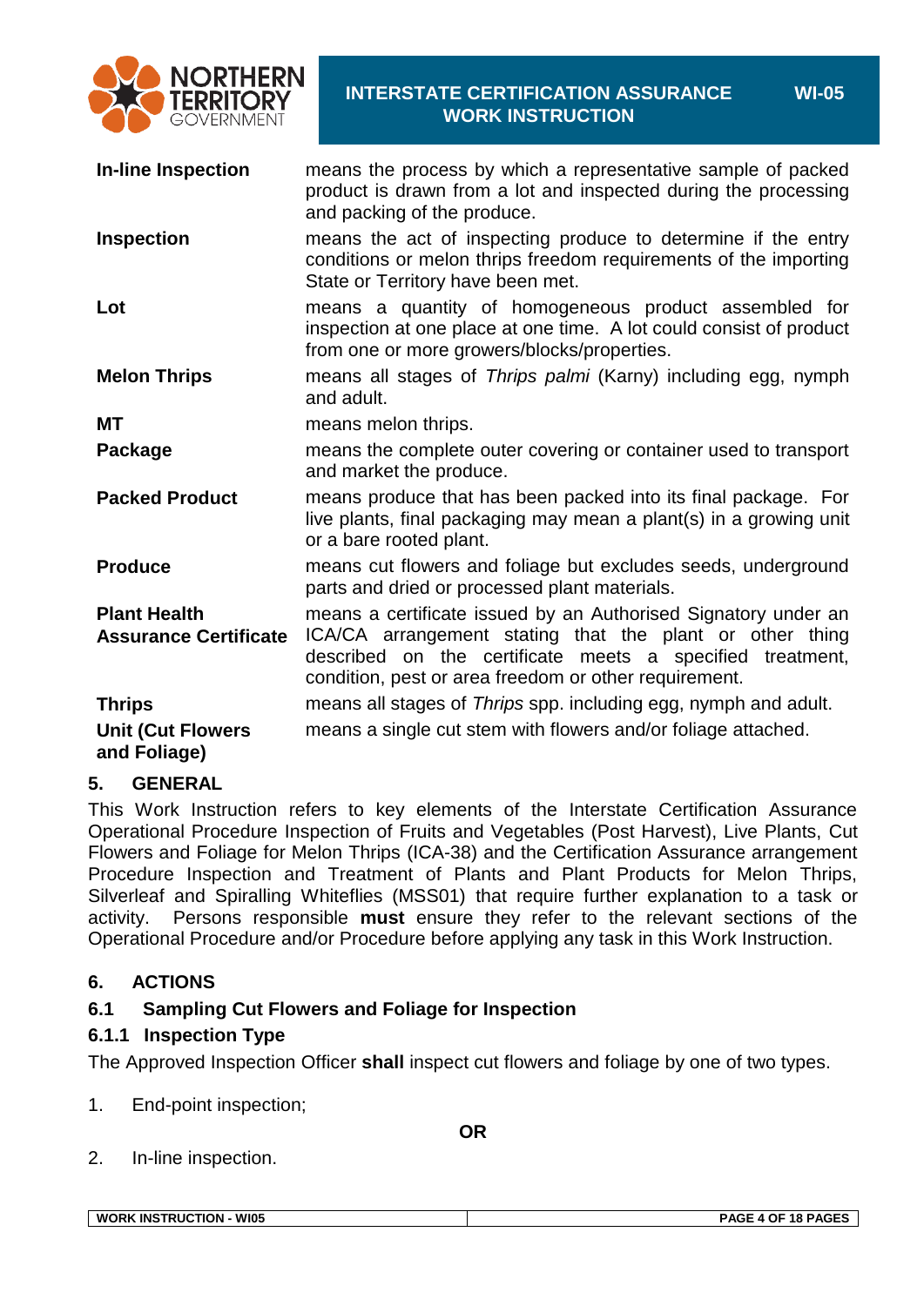| | |
|---|---|
| **In-line Inspection** | means the process by which a representative sample of packed product is drawn from a lot and inspected during the processing and packing of the produce. |
| **Inspection** | means the act of inspecting produce to determine if the entry conditions or melon thrips freedom requirements of the importing State or Territory have been met. |
| **Lot** | means a quantity of homogeneous product assembled for inspection at one place at one time. A lot could consist of product from one or more growers/blocks/properties. |
| **Melon Thrips** | means all stages of *Thrips palmi* (Karny) including egg, nymph and adult. |
| **MT** | means melon thrips. |
| **Package** | means the complete outer covering or container used to transport and market the produce. |
| **Packed Product** | means produce that has been packed into its final package. For live plants, final packaging may mean a plant(s) in a growing unit or a bare rooted plant. |
| **Produce** | means cut flowers and foliage but excludes seeds, underground parts and dried or processed plant materials. |
| **Plant Health Assurance Certificate** | means a certificate issued by an Authorised Signatory under an ICA/CA arrangement stating that the plant or other thing described on the certificate meets a specified treatment, condition, pest or area freedom or other requirement. |
| **Thrips** | means all stages of *Thrips* spp. including egg, nymph and adult. |
| **Unit (Cut Flowers and Foliage)** | means a single cut stem with flowers and/or foliage attached. |

## 5. GENERAL

This Work Instruction refers to key elements of the Interstate Certification Assurance Operational Procedure Inspection of Fruits and Vegetables (Post Harvest), Live Plants, Cut Flowers and Foliage for Melon Thrips (ICA-38) and the Certification Assurance arrangement Procedure Inspection and Treatment of Plants and Plant Products for Melon Thrips, Silverleaf and Spiralling Whiteflies (MSS01) that require further explanation to a task or activity. Persons responsible **must** ensure they refer to the relevant sections of the Operational Procedure and/or Procedure before applying any task in this Work Instruction.

## 6. ACTIONS

### 6.1 Sampling Cut Flowers and Foliage for Inspection

#### 6.1.1 Inspection Type

The Approved Inspection Officer **shall** inspect cut flowers and foliage by one of two types.

1. End-point inspection;

**OR**

2. In-line inspection.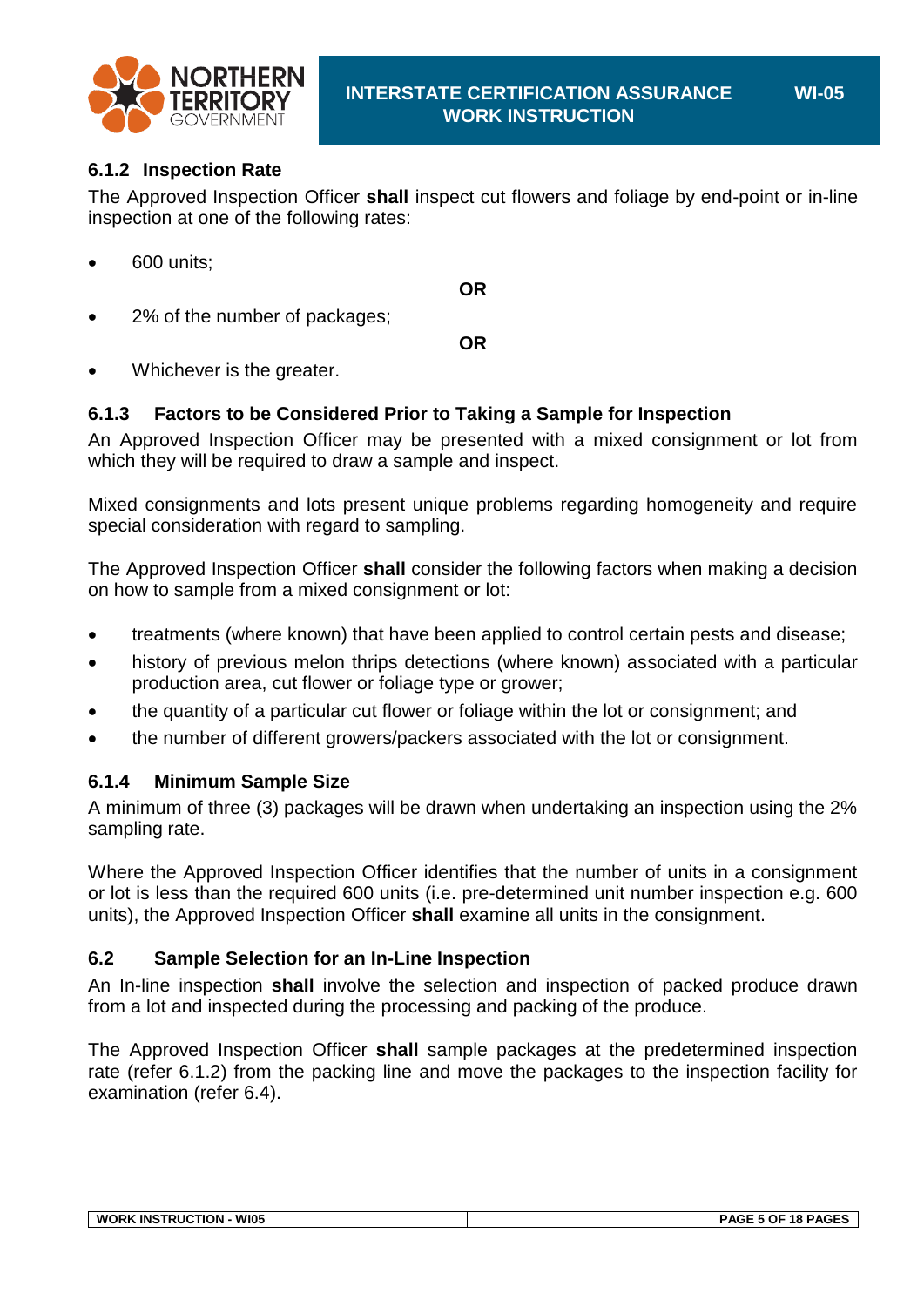### 6.1.2 Inspection Rate

The Approved Inspection Officer **shall** inspect cut flowers and foliage by end-point or in-line inspection at one of the following rates:

- 600 units;

**OR**

- 2% of the number of packages;

**OR**

- Whichever is the greater.

### 6.1.3 Factors to be Considered Prior to Taking a Sample for Inspection

An Approved Inspection Officer may be presented with a mixed consignment or lot from which they will be required to draw a sample and inspect.

Mixed consignments and lots present unique problems regarding homogeneity and require special consideration with regard to sampling.

The Approved Inspection Officer **shall** consider the following factors when making a decision on how to sample from a mixed consignment or lot:

- treatments (where known) that have been applied to control certain pests and disease;
- history of previous melon thrips detections (where known) associated with a particular production area, cut flower or foliage type or grower;
- the quantity of a particular cut flower or foliage within the lot or consignment; and
- the number of different growers/packers associated with the lot or consignment.

### 6.1.4 Minimum Sample Size

A minimum of three (3) packages will be drawn when undertaking an inspection using the 2% sampling rate.

Where the Approved Inspection Officer identifies that the number of units in a consignment or lot is less than the required 600 units (i.e. pre-determined unit number inspection e.g. 600 units), the Approved Inspection Officer **shall** examine all units in the consignment.

## 6.2 Sample Selection for an In-Line Inspection

An In-line inspection **shall** involve the selection and inspection of packed produce drawn from a lot and inspected during the processing and packing of the produce.

The Approved Inspection Officer **shall** sample packages at the predetermined inspection rate (refer 6.1.2) from the packing line and move the packages to the inspection facility for examination (refer 6.4).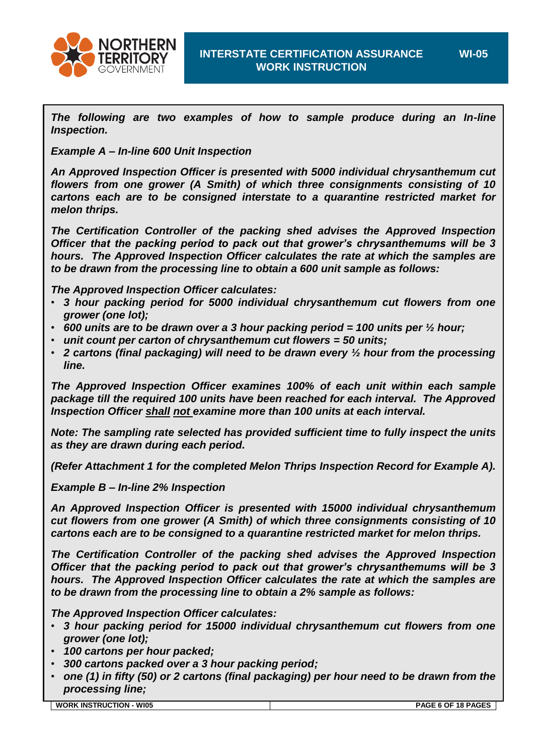*The following are two examples of how to sample produce during an In-line Inspection.*

***Example A – In-line 600 Unit Inspection***

***An Approved Inspection Officer is presented with 5000 individual chrysanthemum cut flowers from one grower (A Smith) of which three consignments consisting of 10 cartons each are to be consigned interstate to a quarantine restricted market for melon thrips.***

***The Certification Controller of the packing shed advises the Approved Inspection Officer that the packing period to pack out that grower's chrysanthemums will be 3 hours. The Approved Inspection Officer calculates the rate at which the samples are to be drawn from the processing line to obtain a 600 unit sample as follows:***

***The Approved Inspection Officer calculates:***

- ***3 hour packing period for 5000 individual chrysanthemum cut flowers from one grower (one lot);***
- ***600 units are to be drawn over a 3 hour packing period = 100 units per ½ hour;***
- ***unit count per carton of chrysanthemum cut flowers = 50 units;***
- ***2 cartons (final packaging) will need to be drawn every ½ hour from the processing line.***

***The Approved Inspection Officer examines 100% of each unit within each sample package till the required 100 units have been reached for each interval. The Approved Inspection Officer <u>shall</u> <u>not</u> examine more than 100 units at each interval.***

***Note: The sampling rate selected has provided sufficient time to fully inspect the units as they are drawn during each period.***

***(Refer Attachment 1 for the completed Melon Thrips Inspection Record for Example A).***

***Example B – In-line 2% Inspection***

***An Approved Inspection Officer is presented with 15000 individual chrysanthemum cut flowers from one grower (A Smith) of which three consignments consisting of 10 cartons each are to be consigned to a quarantine restricted market for melon thrips.***

***The Certification Controller of the packing shed advises the Approved Inspection Officer that the packing period to pack out that grower's chrysanthemums will be 3 hours. The Approved Inspection Officer calculates the rate at which the samples are to be drawn from the processing line to obtain a 2% sample as follows:***

***The Approved Inspection Officer calculates:***

- ***3 hour packing period for 15000 individual chrysanthemum cut flowers from one grower (one lot);***
- ***100 cartons per hour packed;***
- ***300 cartons packed over a 3 hour packing period;***
- ***one (1) in fifty (50) or 2 cartons (final packaging) per hour need to be drawn from the processing line;***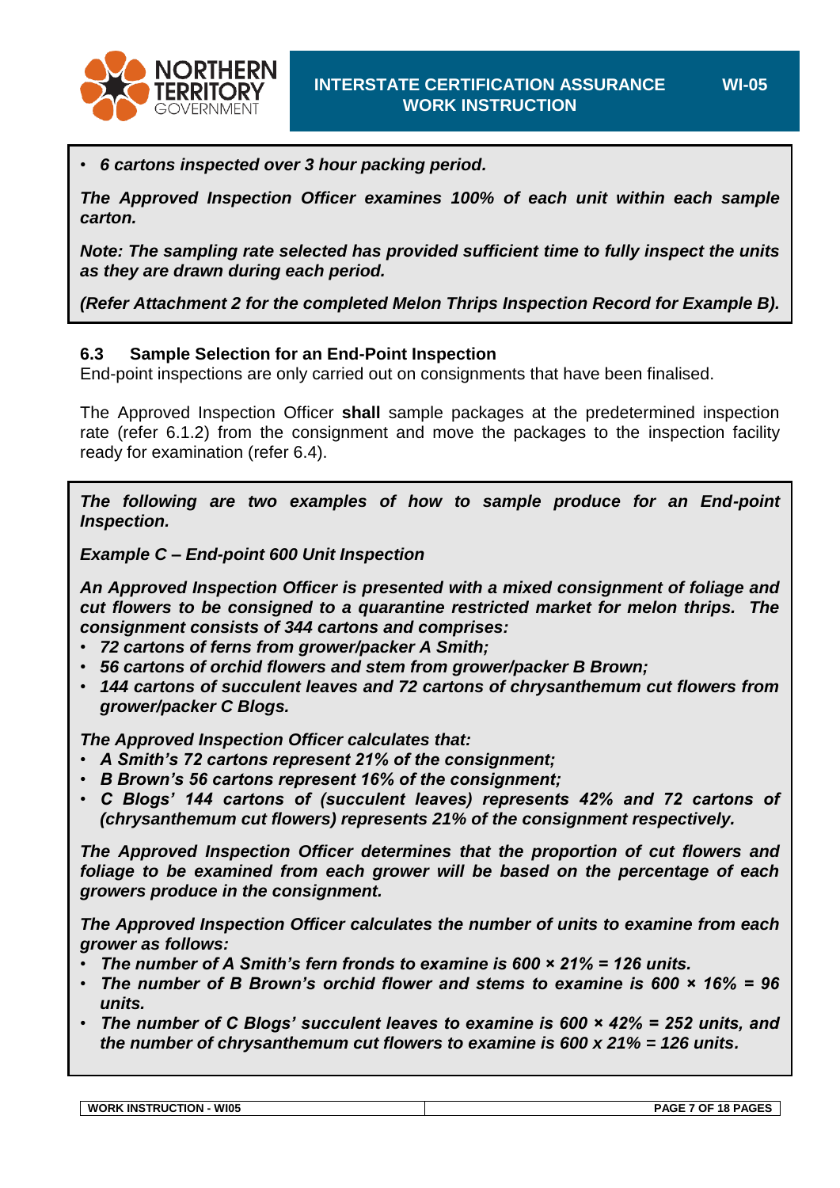- *6 cartons inspected over 3 hour packing period.*

***The Approved Inspection Officer examines 100% of each unit within each sample carton.***

***Note: The sampling rate selected has provided sufficient time to fully inspect the units as they are drawn during each period.***

***(Refer Attachment 2 for the completed Melon Thrips Inspection Record for Example B).***

### 6.3 Sample Selection for an End-Point Inspection

End-point inspections are only carried out on consignments that have been finalised.

The Approved Inspection Officer **shall** sample packages at the predetermined inspection rate (refer 6.1.2) from the consignment and move the packages to the inspection facility ready for examination (refer 6.4).

***The following are two examples of how to sample produce for an End-point Inspection.***

***Example C – End-point 600 Unit Inspection***

***An Approved Inspection Officer is presented with a mixed consignment of foliage and cut flowers to be consigned to a quarantine restricted market for melon thrips. The consignment consists of 344 cartons and comprises:***

- ***72 cartons of ferns from grower/packer A Smith;***
- ***56 cartons of orchid flowers and stem from grower/packer B Brown;***
- ***144 cartons of succulent leaves and 72 cartons of chrysanthemum cut flowers from grower/packer C Blogs.***

***The Approved Inspection Officer calculates that:***

- ***A Smith's 72 cartons represent 21% of the consignment;***
- ***B Brown's 56 cartons represent 16% of the consignment;***
- ***C Blogs' 144 cartons of (succulent leaves) represents 42% and 72 cartons of (chrysanthemum cut flowers) represents 21% of the consignment respectively.***

***The Approved Inspection Officer determines that the proportion of cut flowers and foliage to be examined from each grower will be based on the percentage of each growers produce in the consignment.***

***The Approved Inspection Officer calculates the number of units to examine from each grower as follows:***

- ***The number of A Smith's fern fronds to examine is 600 × 21% = 126 units.***
- ***The number of B Brown's orchid flower and stems to examine is 600 × 16% = 96 units.***
- ***The number of C Blogs' succulent leaves to examine is 600 × 42% = 252 units, and the number of chrysanthemum cut flowers to examine is 600 x 21% = 126 units.***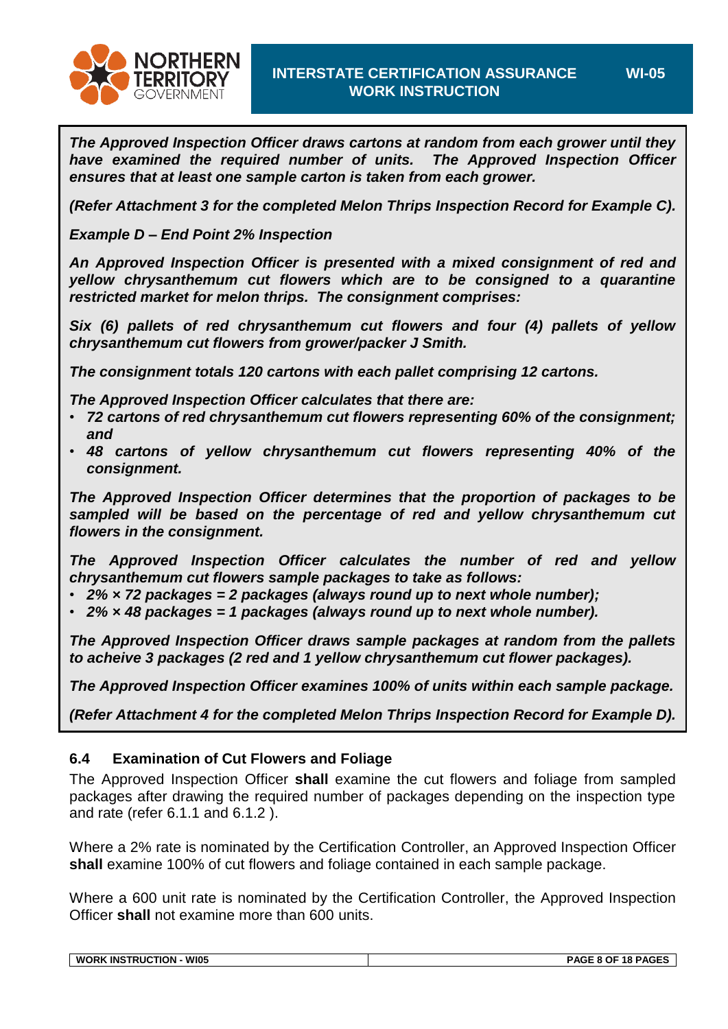***The Approved Inspection Officer draws cartons at random from each grower until they have examined the required number of units. The Approved Inspection Officer ensures that at least one sample carton is taken from each grower.***

***(Refer Attachment 3 for the completed Melon Thrips Inspection Record for Example C).***

***Example D – End Point 2% Inspection***

***An Approved Inspection Officer is presented with a mixed consignment of red and yellow chrysanthemum cut flowers which are to be consigned to a quarantine restricted market for melon thrips. The consignment comprises:***

***Six (6) pallets of red chrysanthemum cut flowers and four (4) pallets of yellow chrysanthemum cut flowers from grower/packer J Smith.***

***The consignment totals 120 cartons with each pallet comprising 12 cartons.***

***The Approved Inspection Officer calculates that there are:***

- ***72 cartons of red chrysanthemum cut flowers representing 60% of the consignment; and***
- ***48 cartons of yellow chrysanthemum cut flowers representing 40% of the consignment.***

***The Approved Inspection Officer determines that the proportion of packages to be sampled will be based on the percentage of red and yellow chrysanthemum cut flowers in the consignment.***

***The Approved Inspection Officer calculates the number of red and yellow chrysanthemum cut flowers sample packages to take as follows:***

- ***2% × 72 packages = 2 packages (always round up to next whole number);***
- ***2% × 48 packages = 1 packages (always round up to next whole number).***

***The Approved Inspection Officer draws sample packages at random from the pallets to acheive 3 packages (2 red and 1 yellow chrysanthemum cut flower packages).***

***The Approved Inspection Officer examines 100% of units within each sample package.***

***(Refer Attachment 4 for the completed Melon Thrips Inspection Record for Example D).***

### 6.4 Examination of Cut Flowers and Foliage

The Approved Inspection Officer **shall** examine the cut flowers and foliage from sampled packages after drawing the required number of packages depending on the inspection type and rate (refer 6.1.1 and 6.1.2 ).

Where a 2% rate is nominated by the Certification Controller, an Approved Inspection Officer **shall** examine 100% of cut flowers and foliage contained in each sample package.

Where a 600 unit rate is nominated by the Certification Controller, the Approved Inspection Officer **shall** not examine more than 600 units.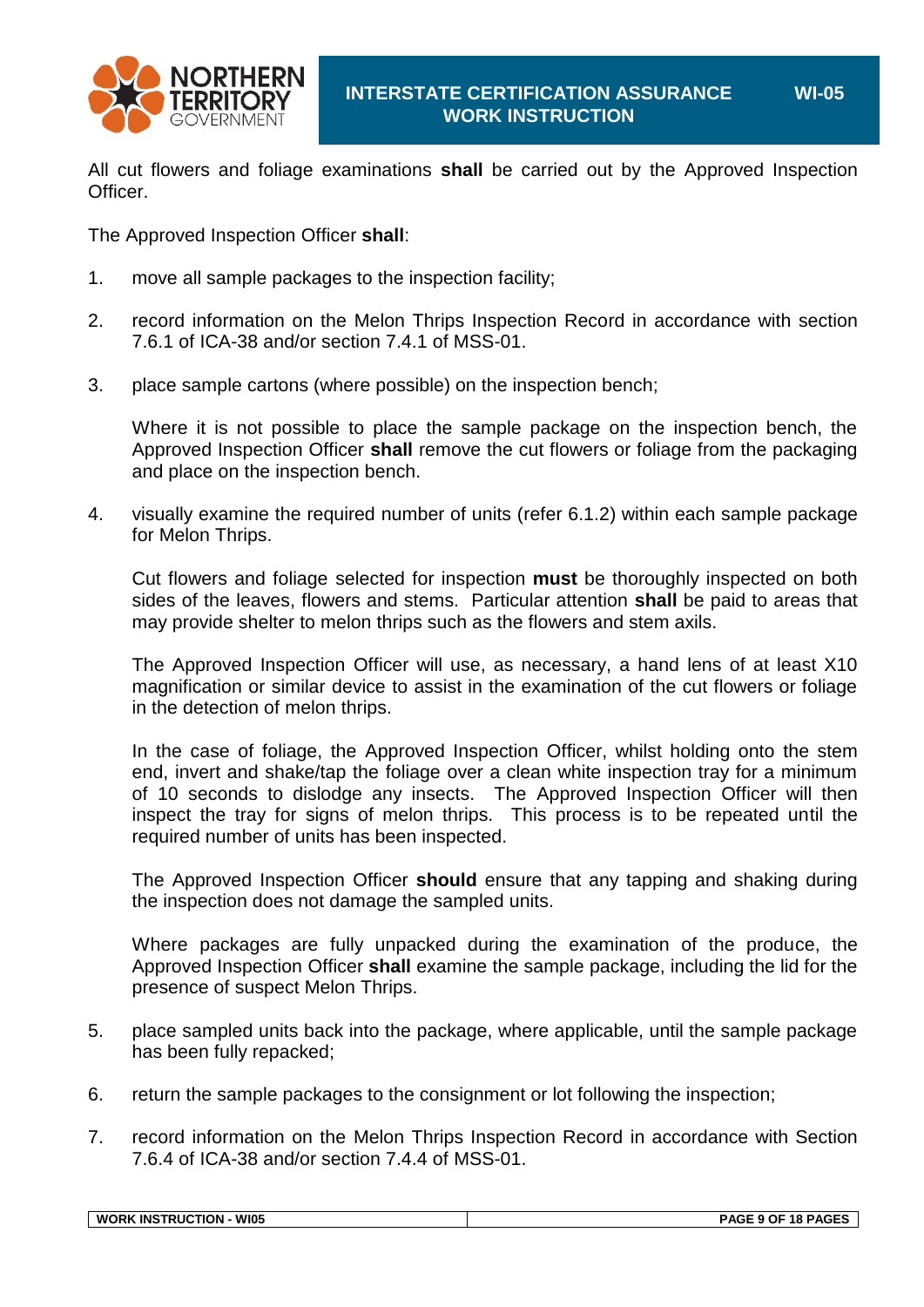All cut flowers and foliage examinations **shall** be carried out by the Approved Inspection Officer.

The Approved Inspection Officer **shall**:

1. move all sample packages to the inspection facility;

2. record information on the Melon Thrips Inspection Record in accordance with section 7.6.1 of ICA-38 and/or section 7.4.1 of MSS-01.

3. place sample cartons (where possible) on the inspection bench;

   Where it is not possible to place the sample package on the inspection bench, the Approved Inspection Officer **shall** remove the cut flowers or foliage from the packaging and place on the inspection bench.

4. visually examine the required number of units (refer 6.1.2) within each sample package for Melon Thrips.

   Cut flowers and foliage selected for inspection **must** be thoroughly inspected on both sides of the leaves, flowers and stems. Particular attention **shall** be paid to areas that may provide shelter to melon thrips such as the flowers and stem axils.

   The Approved Inspection Officer will use, as necessary, a hand lens of at least X10 magnification or similar device to assist in the examination of the cut flowers or foliage in the detection of melon thrips.

   In the case of foliage, the Approved Inspection Officer, whilst holding onto the stem end, invert and shake/tap the foliage over a clean white inspection tray for a minimum of 10 seconds to dislodge any insects. The Approved Inspection Officer will then inspect the tray for signs of melon thrips. This process is to be repeated until the required number of units has been inspected.

   The Approved Inspection Officer **should** ensure that any tapping and shaking during the inspection does not damage the sampled units.

   Where packages are fully unpacked during the examination of the produce, the Approved Inspection Officer **shall** examine the sample package, including the lid for the presence of suspect Melon Thrips.

5. place sampled units back into the package, where applicable, until the sample package has been fully repacked;

6. return the sample packages to the consignment or lot following the inspection;

7. record information on the Melon Thrips Inspection Record in accordance with Section 7.6.4 of ICA-38 and/or section 7.4.4 of MSS-01.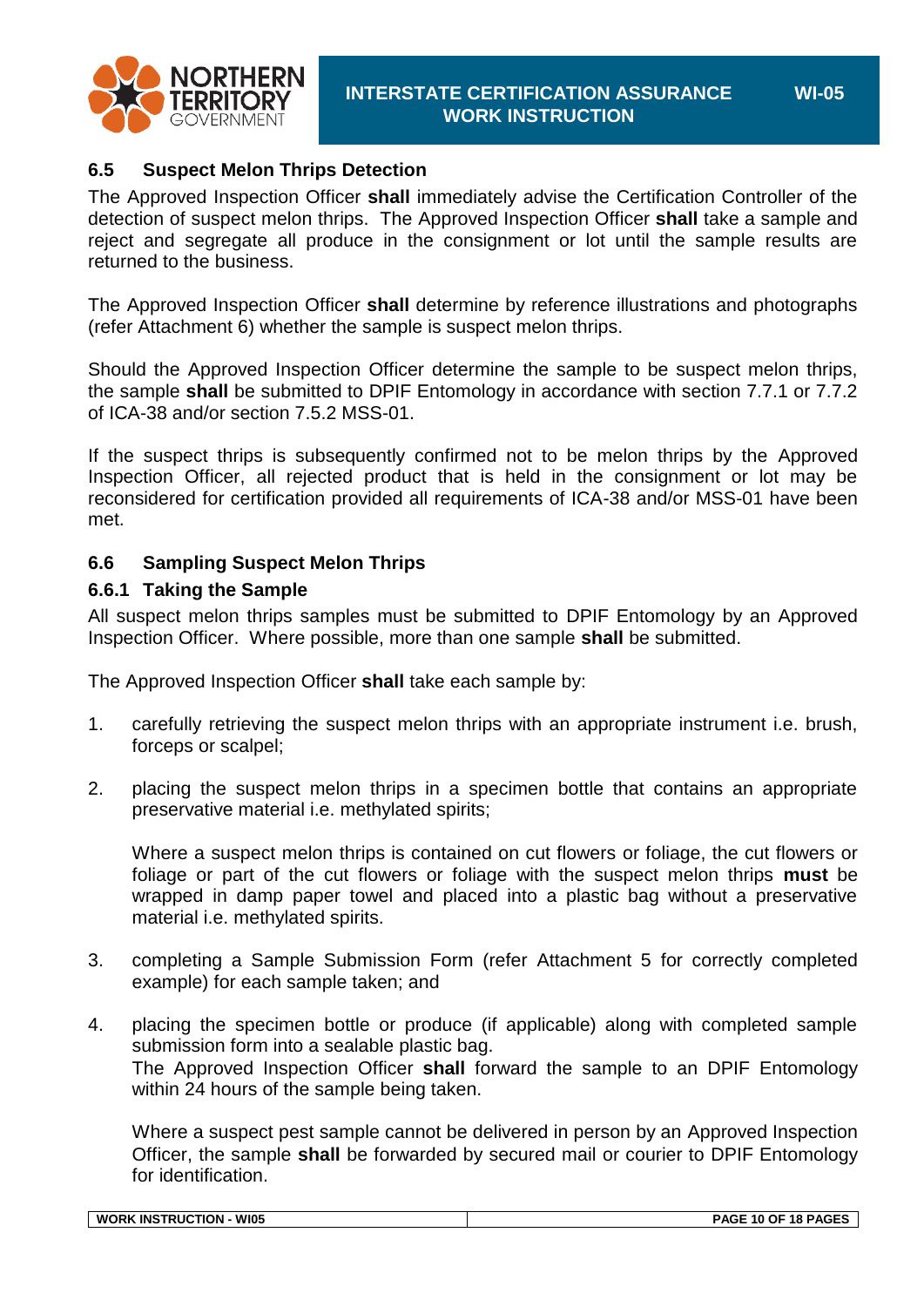### 6.5 Suspect Melon Thrips Detection

The Approved Inspection Officer **shall** immediately advise the Certification Controller of the detection of suspect melon thrips. The Approved Inspection Officer **shall** take a sample and reject and segregate all produce in the consignment or lot until the sample results are returned to the business.

The Approved Inspection Officer **shall** determine by reference illustrations and photographs (refer Attachment 6) whether the sample is suspect melon thrips.

Should the Approved Inspection Officer determine the sample to be suspect melon thrips, the sample **shall** be submitted to DPIF Entomology in accordance with section 7.7.1 or 7.7.2 of ICA-38 and/or section 7.5.2 MSS-01.

If the suspect thrips is subsequently confirmed not to be melon thrips by the Approved Inspection Officer, all rejected product that is held in the consignment or lot may be reconsidered for certification provided all requirements of ICA-38 and/or MSS-01 have been met.

### 6.6 Sampling Suspect Melon Thrips

#### 6.6.1 Taking the Sample

All suspect melon thrips samples must be submitted to DPIF Entomology by an Approved Inspection Officer. Where possible, more than one sample **shall** be submitted.

The Approved Inspection Officer **shall** take each sample by:

1. carefully retrieving the suspect melon thrips with an appropriate instrument i.e. brush, forceps or scalpel;

2. placing the suspect melon thrips in a specimen bottle that contains an appropriate preservative material i.e. methylated spirits;

   Where a suspect melon thrips is contained on cut flowers or foliage, the cut flowers or foliage or part of the cut flowers or foliage with the suspect melon thrips **must** be wrapped in damp paper towel and placed into a plastic bag without a preservative material i.e. methylated spirits.

3. completing a Sample Submission Form (refer Attachment 5 for correctly completed example) for each sample taken; and

4. placing the specimen bottle or produce (if applicable) along with completed sample submission form into a sealable plastic bag.
   The Approved Inspection Officer **shall** forward the sample to an DPIF Entomology within 24 hours of the sample being taken.

   Where a suspect pest sample cannot be delivered in person by an Approved Inspection Officer, the sample **shall** be forwarded by secured mail or courier to DPIF Entomology for identification.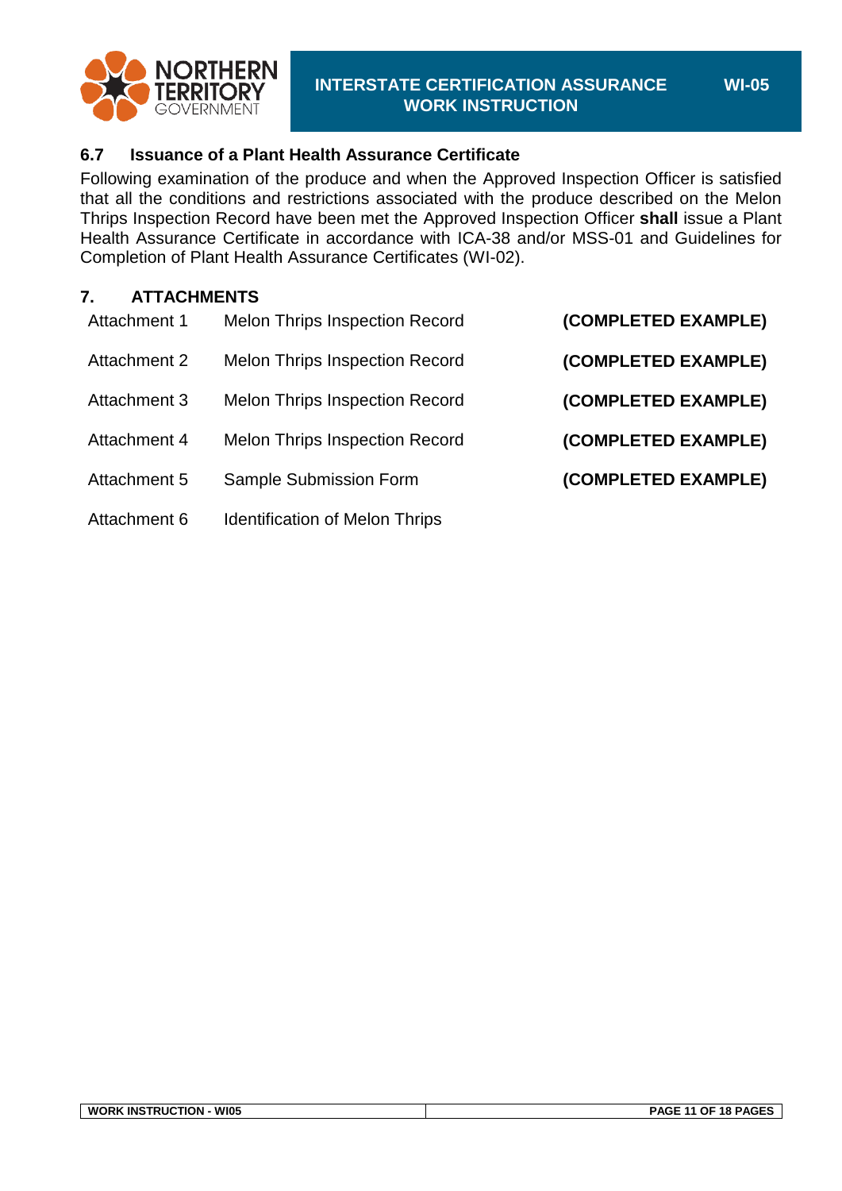### 6.7 Issuance of a Plant Health Assurance Certificate

Following examination of the produce and when the Approved Inspection Officer is satisfied that all the conditions and restrictions associated with the produce described on the Melon Thrips Inspection Record have been met the Approved Inspection Officer **shall** issue a Plant Health Assurance Certificate in accordance with ICA-38 and/or MSS-01 and Guidelines for Completion of Plant Health Assurance Certificates (WI-02).

## 7. ATTACHMENTS

| | | |
|---|---|---|
| Attachment 1 | Melon Thrips Inspection Record | **(COMPLETED EXAMPLE)** |
| Attachment 2 | Melon Thrips Inspection Record | **(COMPLETED EXAMPLE)** |
| Attachment 3 | Melon Thrips Inspection Record | **(COMPLETED EXAMPLE)** |
| Attachment 4 | Melon Thrips Inspection Record | **(COMPLETED EXAMPLE)** |
| Attachment 5 | Sample Submission Form | **(COMPLETED EXAMPLE)** |
| Attachment 6 | Identification of Melon Thrips | |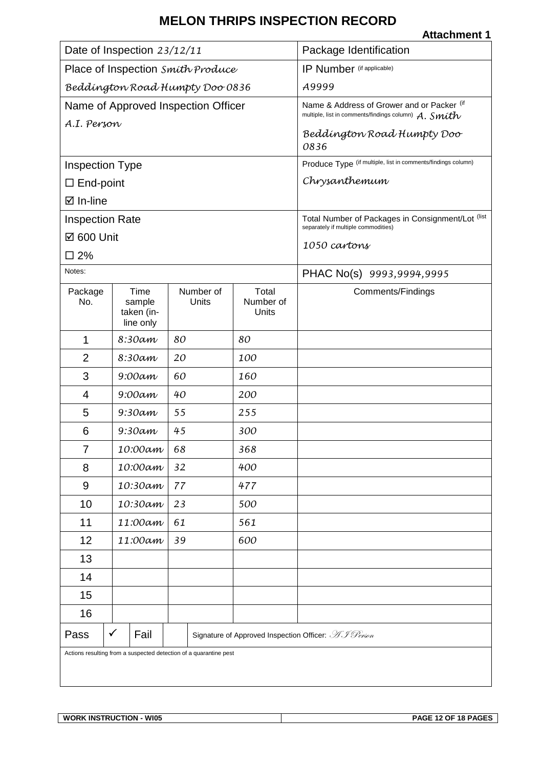# MELON THRIPS INSPECTION RECORD

**Attachment 1**

| | |
|---|---|
| Date of Inspection 23/12/11 | Package Identification |
| Place of Inspection Smith Produce<br>Beddington Road Humpty Doo 0836 | IP Number (if applicable)<br>A9999 |
| Name of Approved Inspection Officer<br>A.I. Person | Name & Address of Grower and or Packer (if multiple, list in comments/findings column) A. Smith<br>Beddington Road Humpty Doo 0836 |
| Inspection Type<br>☐ End-point<br>☑ In-line | Produce Type (if multiple, list in comments/findings column)<br>Chrysanthemum |
| Inspection Rate<br>☑ 600 Unit<br>☐ 2% | Total Number of Packages in Consignment/Lot (list separately if multiple commodities)<br>1050 cartons |
| Notes: | PHAC No(s) 9993,9994,9995 |

| Package No. | Time sample taken (in-line only | Number of Units | Total Number of Units | Comments/Findings |
|---|---|---|---|---|
| 1 | 8:30am | 80 | 80 | |
| 2 | 8:30am | 20 | 100 | |
| 3 | 9:00am | 60 | 160 | |
| 4 | 9:00am | 40 | 200 | |
| 5 | 9:30am | 55 | 255 | |
| 6 | 9:30am | 45 | 300 | |
| 7 | 10:00am | 68 | 368 | |
| 8 | 10:00am | 32 | 400 | |
| 9 | 10:30am | 77 | 477 | |
| 10 | 10:30am | 23 | 500 | |
| 11 | 11:00am | 61 | 561 | |
| 12 | 11:00am | 39 | 600 | |
| 13 | | | | |
| 14 | | | | |
| 15 | | | | |
| 16 | | | | |

| Pass | ✓ | Fail | | Signature of Approved Inspection Officer: A I Person |
|---|---|---|---|---|

Actions resulting from a suspected detection of a quarantine pest

WORK INSTRUCTION - WI05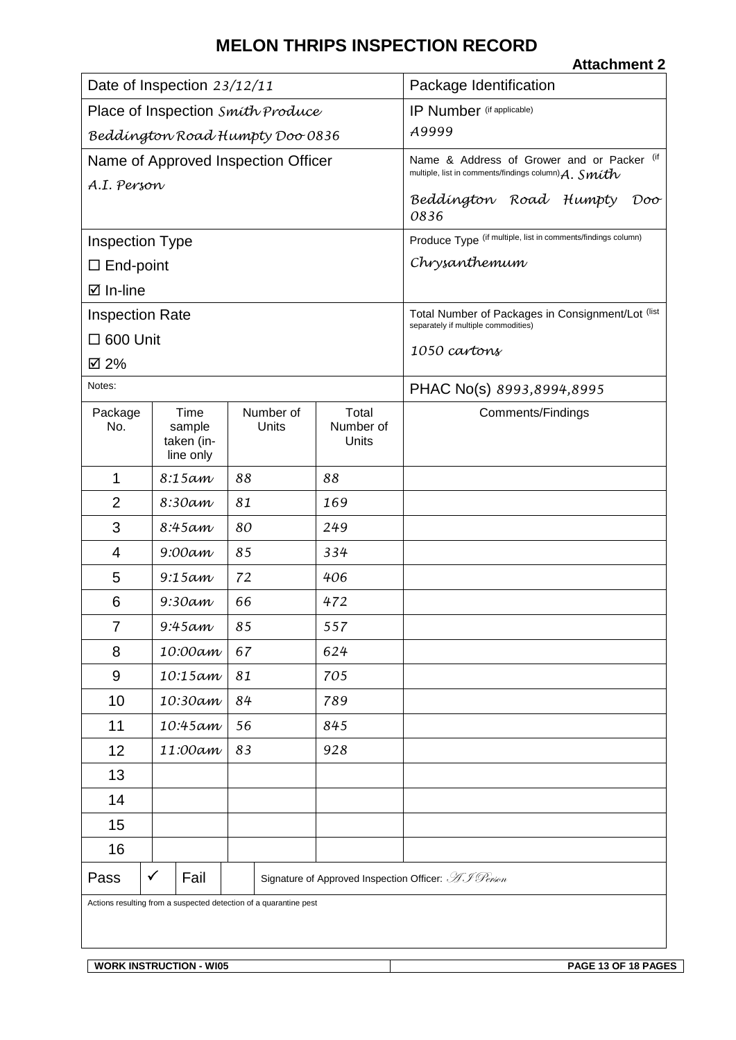# MELON THRIPS INSPECTION RECORD

**Attachment 2**

| | |
|---|---|
| Date of Inspection 23/12/11 | Package Identification |
| Place of Inspection Smith Produce Beddington Road Humpty Doo 0836 | IP Number (if applicable) A9999 |
| Name of Approved Inspection Officer A.I. Person | Name & Address of Grower and or Packer (if multiple, list in comments/findings column) A. Smith Beddington Road Humpty Doo 0836 |
| Inspection Type ☐ End-point ☑ In-line | Produce Type (if multiple, list in comments/findings column) Chrysanthemum |
| Inspection Rate ☐ 600 Unit ☑ 2% | Total Number of Packages in Consignment/Lot (list separately if multiple commodities) 1050 cartons |
| Notes: | PHAC No(s) 8993,8994,8995 |

| Package No. | Time sample taken (in-line only | Number of Units | Total Number of Units | Comments/Findings |
|---|---|---|---|---|
| 1 | 8:15am | 88 | 88 | |
| 2 | 8:30am | 81 | 169 | |
| 3 | 8:45am | 80 | 249 | |
| 4 | 9:00am | 85 | 334 | |
| 5 | 9:15am | 72 | 406 | |
| 6 | 9:30am | 66 | 472 | |
| 7 | 9:45am | 85 | 557 | |
| 8 | 10:00am | 67 | 624 | |
| 9 | 10:15am | 81 | 705 | |
| 10 | 10:30am | 84 | 789 | |
| 11 | 10:45am | 56 | 845 | |
| 12 | 11:00am | 83 | 928 | |
| 13 | | | | |
| 14 | | | | |
| 15 | | | | |
| 16 | | | | |

| Pass | ✓ | Fail | | Signature of Approved Inspection Officer: A.I.Person |
|---|---|---|---|---|

Actions resulting from a suspected detection of a quarantine pest

WORK INSTRUCTION - WI05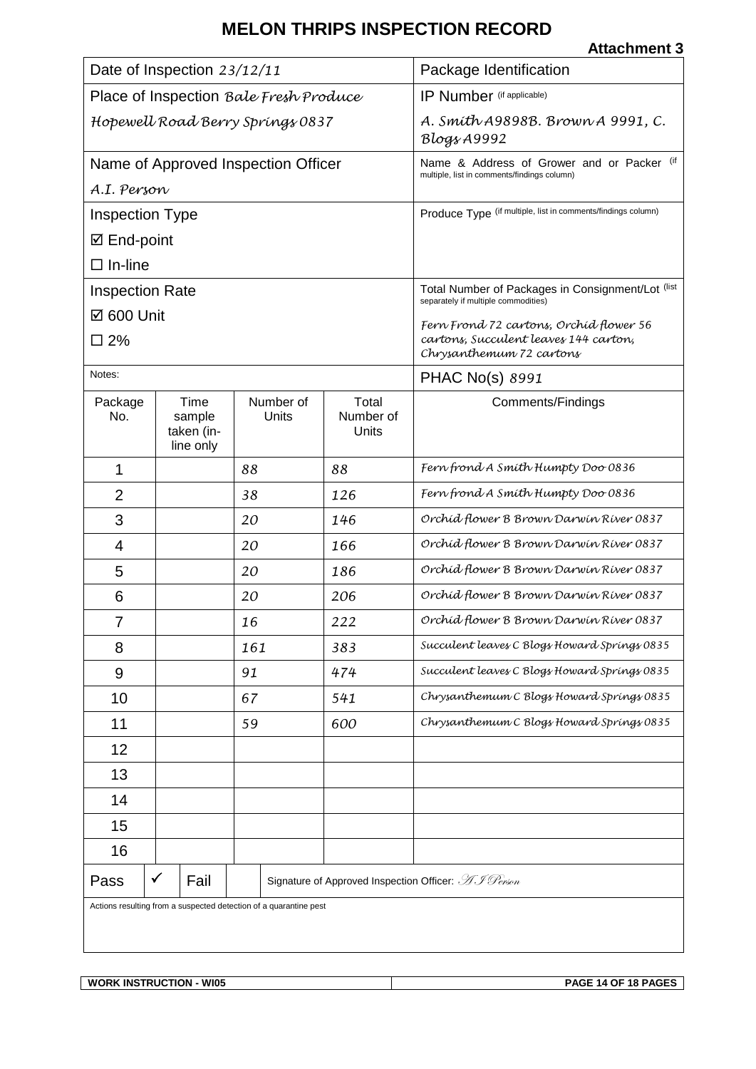# MELON THRIPS INSPECTION RECORD

**Attachment 3**

| | |
|---|---|
| Date of Inspection *23/12/11* | Package Identification |
| Place of Inspection *Bale Fresh Produce Hopewell Road Berry Springs 0837* | IP Number (if applicable) *A. Smith A9898B. Brown A 9991, C. Blogs A9992* |
| Name of Approved Inspection Officer *A.I. Person* | Name & Address of Grower and or Packer (if multiple, list in comments/findings column) |
| Inspection Type ☑ End-point ☐ In-line | Produce Type (if multiple, list in comments/findings column) |
| Inspection Rate ☑ 600 Unit ☐ 2% | Total Number of Packages in Consignment/Lot (list separately if multiple commodities) *Fern Frond 72 cartons, Orchid flower 56 cartons, Succulent leaves 144 carton, Chrysanthemum 72 cartons* |
| Notes: | PHAC No(s) *8991* |

| Package No. | Time sample taken (in-line only | Number of Units | Total Number of Units | Comments/Findings |
|---|---|---|---|---|
| 1 | | *88* | *88* | *Fern frond A Smith Humpty Doo 0836* |
| 2 | | *38* | *126* | *Fern frond A Smith Humpty Doo 0836* |
| 3 | | *20* | *146* | *Orchid flower B Brown Darwin River 0837* |
| 4 | | *20* | *166* | *Orchid flower B Brown Darwin River 0837* |
| 5 | | *20* | *186* | *Orchid flower B Brown Darwin River 0837* |
| 6 | | *20* | *206* | *Orchid flower B Brown Darwin River 0837* |
| 7 | | *16* | *222* | *Orchid flower B Brown Darwin River 0837* |
| 8 | | *161* | *383* | *Succulent leaves C Blogs Howard Springs 0835* |
| 9 | | *91* | *474* | *Succulent leaves C Blogs Howard Springs 0835* |
| 10 | | *67* | *541* | *Chrysanthemum C Blogs Howard Springs 0835* |
| 11 | | *59* | *600* | *Chrysanthemum C Blogs Howard Springs 0835* |
| 12 | | | | |
| 13 | | | | |
| 14 | | | | |
| 15 | | | | |
| 16 | | | | |

| Pass | ✓ | Fail | | Signature of Approved Inspection Officer: *A.I.Person* |
|---|---|---|---|---|

Actions resulting from a suspected detection of a quarantine pest

WORK INSTRUCTION - WI05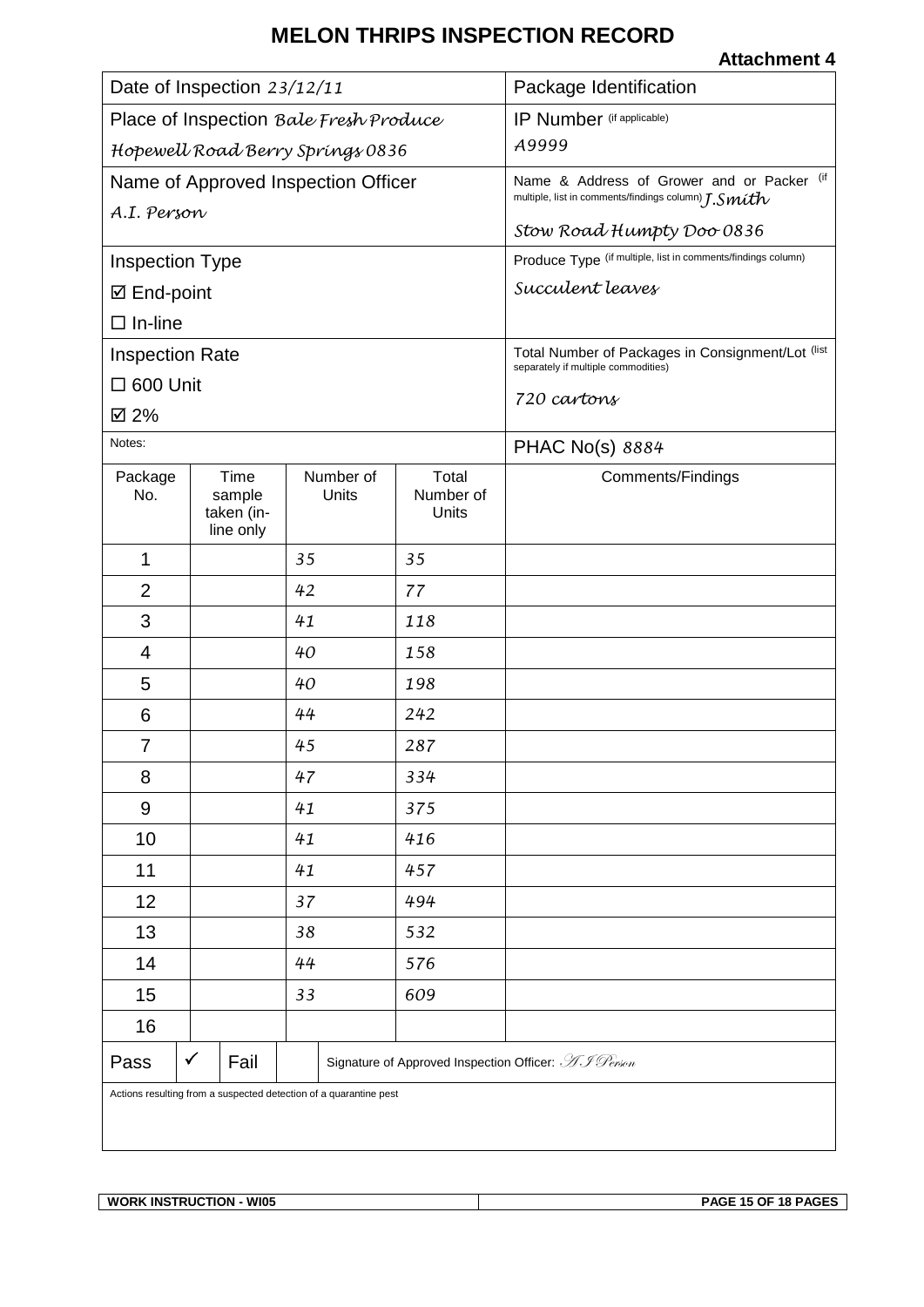# MELON THRIPS INSPECTION RECORD

**Attachment 4**

| | |
|---|---|
| Date of Inspection *23/12/11* | Package Identification |
| Place of Inspection *Bale Fresh Produce Hopewell Road Berry Springs 0836* | IP Number (if applicable) *A9999* |
| Name of Approved Inspection Officer *A.I. Person* | Name & Address of Grower and or Packer (if multiple, list in comments/findings column) *J.Smith Stow Road Humpty Doo 0836* |
| Inspection Type ☑ End-point ☐ In-line | Produce Type (if multiple, list in comments/findings column) *Succulent leaves* |
| Inspection Rate ☐ 600 Unit ☑ 2% | Total Number of Packages in Consignment/Lot (list separately if multiple commodities) *720 cartons* |
| Notes: | PHAC No(s) *8884* |

| Package No. | Time sample taken (in-line only | Number of Units | Total Number of Units | Comments/Findings |
|---|---|---|---|---|
| 1 | | *35* | *35* | |
| 2 | | *42* | *77* | |
| 3 | | *41* | *118* | |
| 4 | | *40* | *158* | |
| 5 | | *40* | *198* | |
| 6 | | *44* | *242* | |
| 7 | | *45* | *287* | |
| 8 | | *47* | *334* | |
| 9 | | *41* | *375* | |
| 10 | | *41* | *416* | |
| 11 | | *41* | *457* | |
| 12 | | *37* | *494* | |
| 13 | | *38* | *532* | |
| 14 | | *44* | *576* | |
| 15 | | *33* | *609* | |
| 16 | | | | |

| Pass | ✓ | Fail | | Signature of Approved Inspection Officer: *A.I.Person* |
|---|---|---|---|---|

Actions resulting from a suspected detection of a quarantine pest

WORK INSTRUCTION - WI05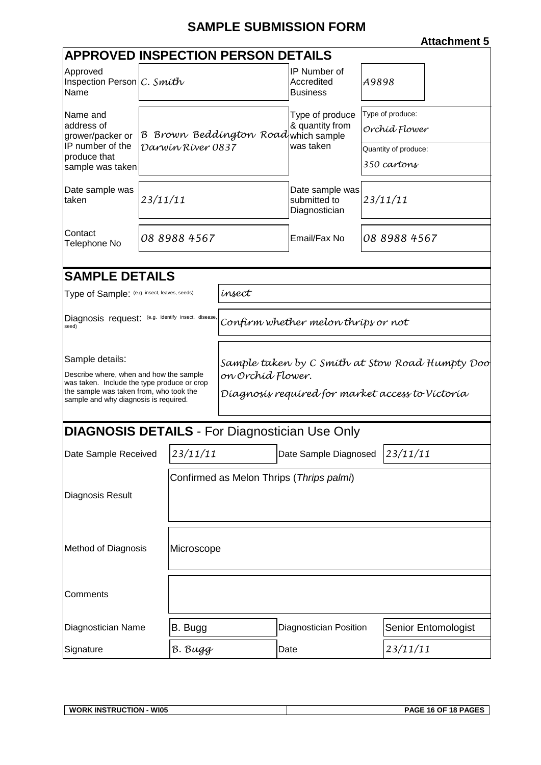# SAMPLE SUBMISSION FORM

**Attachment 5**

## APPROVED INSPECTION PERSON DETAILS

| | | | |
|---|---|---|---|
| Approved Inspection Person Name | C. Smith | IP Number of Accredited Business | A9898 |
| Name and address of grower/packer or IP number of the produce that sample was taken | B Brown Beddington Road Darwin River 0837 | Type of produce & quantity from which sample was taken | Type of produce: Orchid Flower<br>Quantity of produce: 350 cartons |
| Date sample was taken | 23/11/11 | Date sample was submitted to Diagnostician | 23/11/11 |
| Contact Telephone No | 08 8988 4567 | Email/Fax No | 08 8988 4567 |

## SAMPLE DETAILS

| | |
|---|---|
| Type of Sample: (e.g. insect, leaves, seeds) | insect |
| Diagnosis request: (e.g. identify insect, disease, seed) | Confirm whether melon thrips or not |
| Sample details:<br>Describe where, when and how the sample was taken. Include the type produce or crop the sample was taken from, who took the sample and why diagnosis is required. | Sample taken by C Smith at Stow Road Humpty Doo on Orchid Flower.<br>Diagnosis required for market access to Victoria |

## DIAGNOSIS DETAILS - For Diagnostician Use Only

| | | | |
|---|---|---|---|
| Date Sample Received | 23/11/11 | Date Sample Diagnosed | 23/11/11 |
| Diagnosis Result | Confirmed as Melon Thrips (*Thrips palmi*) | | |
| Method of Diagnosis | Microscope | | |
| Comments | | | |
| Diagnostician Name | B. Bugg | Diagnostician Position | Senior Entomologist |
| Signature | B. Bugg | Date | 23/11/11 |

WORK INSTRUCTION - WI05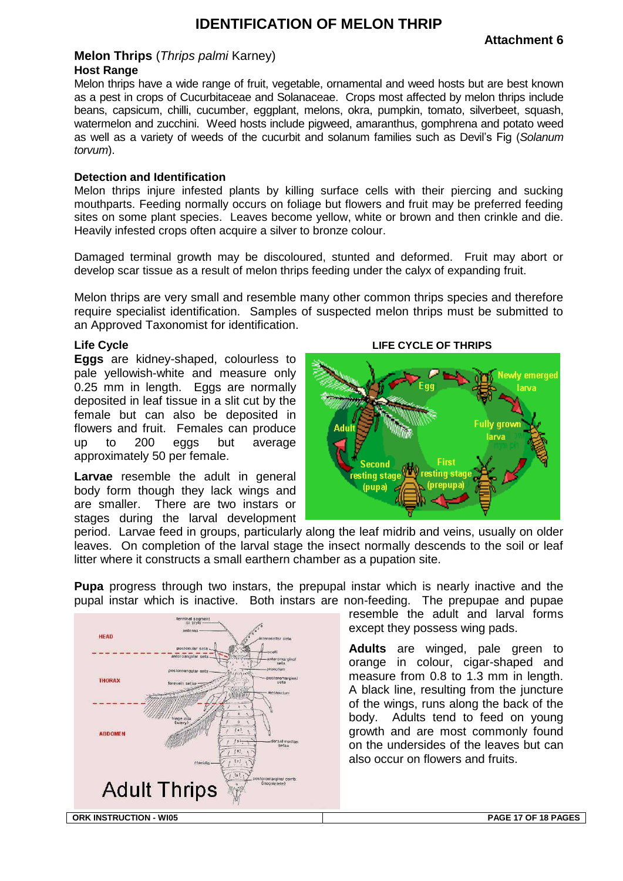# IDENTIFICATION OF MELON THRIP

**Attachment 6**

## Melon Thrips (*Thrips palmi* Karney)

### Host Range

Melon thrips have a wide range of fruit, vegetable, ornamental and weed hosts but are best known as a pest in crops of Cucurbitaceae and Solanaceae. Crops most affected by melon thrips include beans, capsicum, chilli, cucumber, eggplant, melons, okra, pumpkin, tomato, silverbeet, squash, watermelon and zucchini. Weed hosts include pigweed, amaranthus, gomphrena and potato weed as well as a variety of weeds of the cucurbit and solanum families such as Devil's Fig (*Solanum torvum*).

### Detection and Identification

Melon thrips injure infested plants by killing surface cells with their piercing and sucking mouthparts. Feeding normally occurs on foliage but flowers and fruit may be preferred feeding sites on some plant species. Leaves become yellow, white or brown and then crinkle and die. Heavily infested crops often acquire a silver to bronze colour.

Damaged terminal growth may be discoloured, stunted and deformed. Fruit may abort or develop scar tissue as a result of melon thrips feeding under the calyx of expanding fruit.

Melon thrips are very small and resemble many other common thrips species and therefore require specialist identification. Samples of suspected melon thrips must be submitted to an Approved Taxonomist for identification.

### Life Cycle

**LIFE CYCLE OF THRIPS**

**Eggs** are kidney-shaped, colourless to pale yellowish-white and measure only 0.25 mm in length. Eggs are normally deposited in leaf tissue in a slit cut by the female but can also be deposited in flowers and fruit. Females can produce up to 200 eggs but average approximately 50 per female.

**Larvae** resemble the adult in general body form though they lack wings and are smaller. There are two instars or stages during the larval development period. Larvae feed in groups, particularly along the leaf midrib and veins, usually on older leaves. On completion of the larval stage the insect normally descends to the soil or leaf litter where it constructs a small earthern chamber as a pupation site.

**Pupa** progress through two instars, the prepupal instar which is nearly inactive and the pupal instar which is inactive. Both instars are non-feeding. The prepupae and pupae resemble the adult and larval forms except they possess wing pads.

**Adults** are winged, pale green to orange in colour, cigar-shaped and measure from 0.8 to 1.3 mm in length. A black line, resulting from the juncture of the wings, runs along the back of the body. Adults tend to feed on young growth and are most commonly found on the undersides of the leaves but can also occur on flowers and fruits.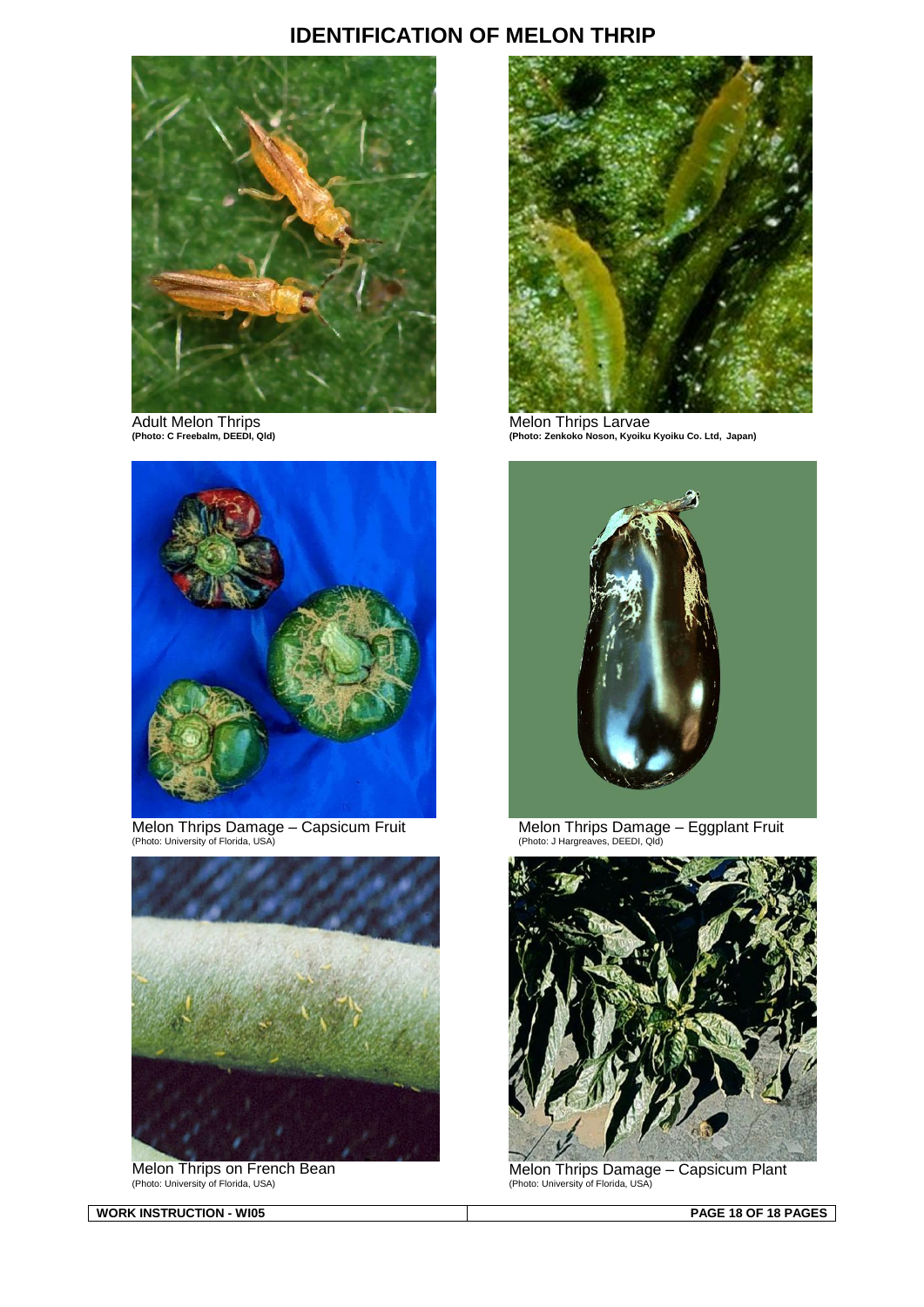# IDENTIFICATION OF MELON THRIP

Adult Melon Thrips
**(Photo: C Freebalm, DEEDI, Qld)**

Melon Thrips Larvae
**(Photo: Zenkoko Noson, Kyoiku Kyoiku Co. Ltd, Japan)**

Melon Thrips Damage – Capsicum Fruit
(Photo: University of Florida, USA)

Melon Thrips Damage – Eggplant Fruit
(Photo: J Hargreaves, DEEDI, Qld)

Melon Thrips on French Bean
(Photo: University of Florida, USA)

Melon Thrips Damage – Capsicum Plant
(Photo: University of Florida, USA)